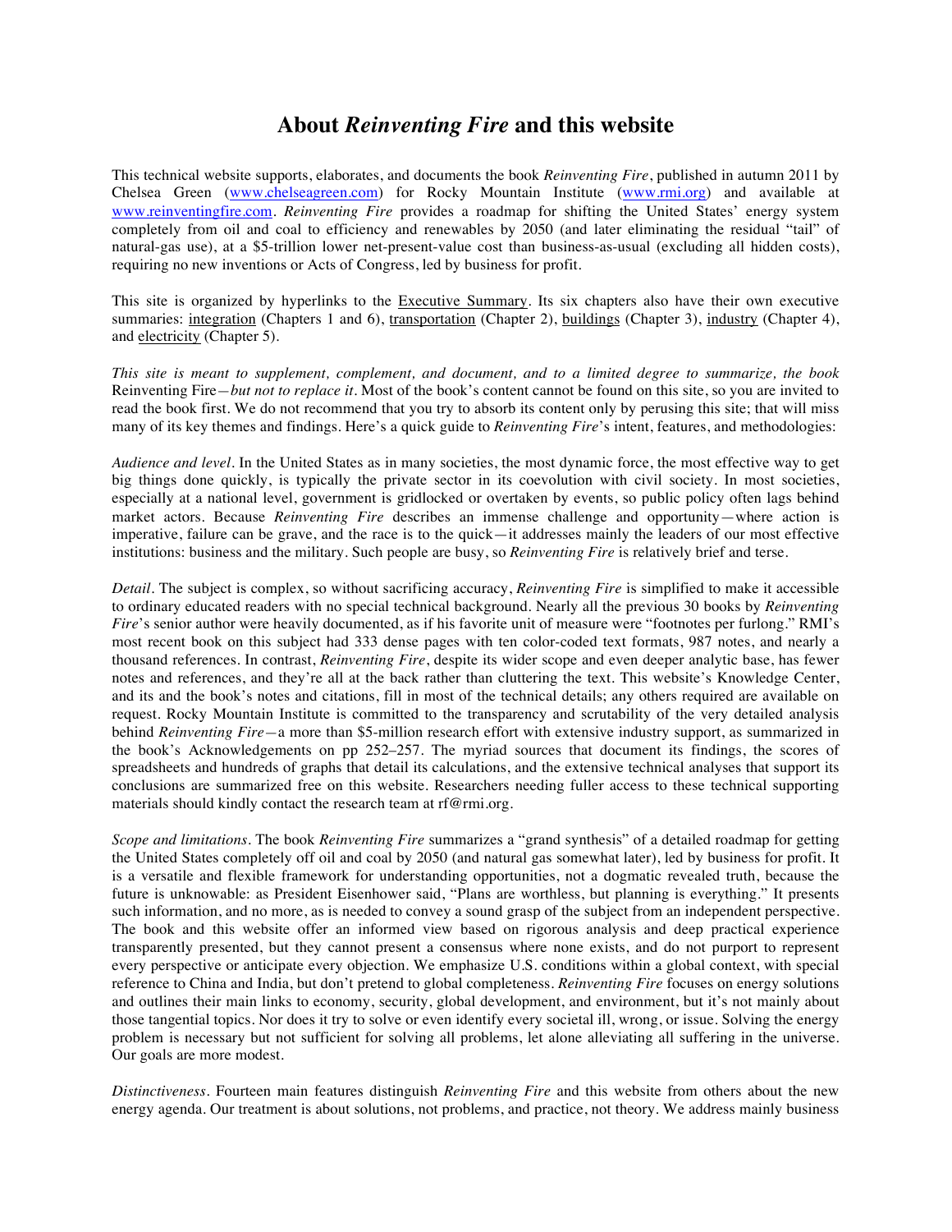# About *Reinventing Fire* and this website

This technical website supports, elaborates, and documents the book *Reinventing Fire*, published in autumn 2011 by Chelsea Green (www.chelseagreen.com) for Rocky Mountain Institute (www.rmi.org) and available at www.reinventingfire.com. *Reinventing Fire* provides a roadmap for shifting the United States' energy system completely from oil and coal to efficiency and renewables by 2050 (and later eliminating the residual "tail" of natural-gas use), at a $5-trillion lower net-present-value cost than business-as-usual (excluding all hidden costs), requiring no new inventions or Acts of Congress, led by business for profit.

This site is organized by hyperlinks to the Executive Summary. Its six chapters also have their own executive summaries: integration (Chapters 1 and 6), transportation (Chapter 2), buildings (Chapter 3), industry (Chapter 4), and electricity (Chapter 5).

*This site is meant to supplement, complement, and document, and to a limited degree to summarize, the book* Reinventing Fire—*but not to replace it*. Most of the book's content cannot be found on this site, so you are invited to read the book first. We do not recommend that you try to absorb its content only by perusing this site; that will miss many of its key themes and findings. Here's a quick guide to *Reinventing Fire*'s intent, features, and methodologies:

*Audience and level*. In the United States as in many societies, the most dynamic force, the most effective way to get big things done quickly, is typically the private sector in its coevolution with civil society. In most societies, especially at a national level, government is gridlocked or overtaken by events, so public policy often lags behind market actors. Because *Reinventing Fire* describes an immense challenge and opportunity—where action is imperative, failure can be grave, and the race is to the quick—it addresses mainly the leaders of our most effective institutions: business and the military. Such people are busy, so *Reinventing Fire* is relatively brief and terse.

*Detail*. The subject is complex, so without sacrificing accuracy, *Reinventing Fire* is simplified to make it accessible to ordinary educated readers with no special technical background. Nearly all the previous 30 books by *Reinventing Fire*'s senior author were heavily documented, as if his favorite unit of measure were "footnotes per furlong." RMI's most recent book on this subject had 333 dense pages with ten color-coded text formats, 987 notes, and nearly a thousand references. In contrast, *Reinventing Fire*, despite its wider scope and even deeper analytic base, has fewer notes and references, and they're all at the back rather than cluttering the text. This website's Knowledge Center, and its and the book's notes and citations, fill in most of the technical details; any others required are available on request. Rocky Mountain Institute is committed to the transparency and scrutability of the very detailed analysis behind *Reinventing Fire*—a more than $5-million research effort with extensive industry support, as summarized in the book's Acknowledgements on pp 252–257. The myriad sources that document its findings, the scores of spreadsheets and hundreds of graphs that detail its calculations, and the extensive technical analyses that support its conclusions are summarized free on this website. Researchers needing fuller access to these technical supporting materials should kindly contact the research team at rf@rmi.org.

*Scope and limitations*. The book *Reinventing Fire* summarizes a "grand synthesis" of a detailed roadmap for getting the United States completely off oil and coal by 2050 (and natural gas somewhat later), led by business for profit. It is a versatile and flexible framework for understanding opportunities, not a dogmatic revealed truth, because the future is unknowable: as President Eisenhower said, "Plans are worthless, but planning is everything." It presents such information, and no more, as is needed to convey a sound grasp of the subject from an independent perspective. The book and this website offer an informed view based on rigorous analysis and deep practical experience transparently presented, but they cannot present a consensus where none exists, and do not purport to represent every perspective or anticipate every objection. We emphasize U.S. conditions within a global context, with special reference to China and India, but don't pretend to global completeness. *Reinventing Fire* focuses on energy solutions and outlines their main links to economy, security, global development, and environment, but it's not mainly about those tangential topics. Nor does it try to solve or even identify every societal ill, wrong, or issue. Solving the energy problem is necessary but not sufficient for solving all problems, let alone alleviating all suffering in the universe. Our goals are more modest.

*Distinctiveness*. Fourteen main features distinguish *Reinventing Fire* and this website from others about the new energy agenda. Our treatment is about solutions, not problems, and practice, not theory. We address mainly business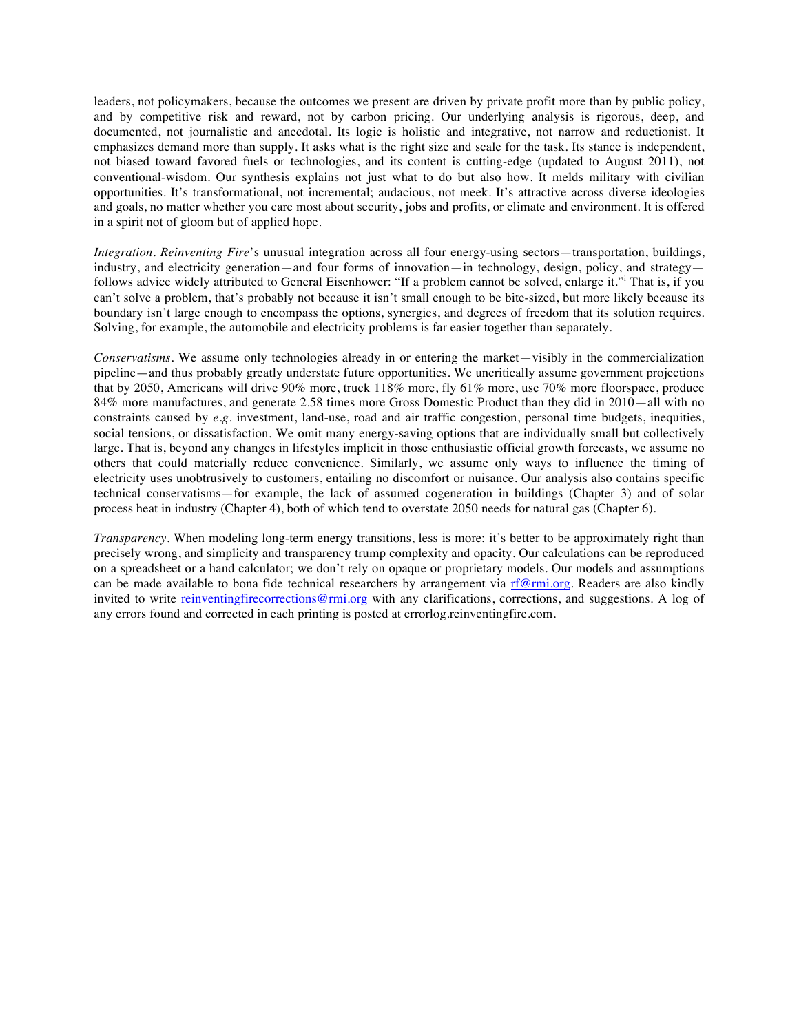leaders, not policymakers, because the outcomes we present are driven by private profit more than by public policy, and by competitive risk and reward, not by carbon pricing. Our underlying analysis is rigorous, deep, and documented, not journalistic and anecdotal. Its logic is holistic and integrative, not narrow and reductionist. It emphasizes demand more than supply. It asks what is the right size and scale for the task. Its stance is independent, not biased toward favored fuels or technologies, and its content is cutting-edge (updated to August 2011), not conventional-wisdom. Our synthesis explains not just what to do but also how. It melds military with civilian opportunities. It's transformational, not incremental; audacious, not meek. It's attractive across diverse ideologies and goals, no matter whether you care most about security, jobs and profits, or climate and environment. It is offered in a spirit not of gloom but of applied hope.

*Integration*. *Reinventing Fire*'s unusual integration across all four energy-using sectors—transportation, buildings, industry, and electricity generation—and four forms of innovation—in technology, design, policy, and strategy—follows advice widely attributed to General Eisenhower: "If a problem cannot be solved, enlarge it."[i] That is, if you can't solve a problem, that's probably not because it isn't small enough to be bite-sized, but more likely because its boundary isn't large enough to encompass the options, synergies, and degrees of freedom that its solution requires. Solving, for example, the automobile and electricity problems is far easier together than separately.

*Conservatisms*. We assume only technologies already in or entering the market—visibly in the commercialization pipeline—and thus probably greatly understate future opportunities. We uncritically assume government projections that by 2050, Americans will drive 90% more, truck 118% more, fly 61% more, use 70% more floorspace, produce 84% more manufactures, and generate 2.58 times more Gross Domestic Product than they did in 2010—all with no constraints caused by *e.g.* investment, land-use, road and air traffic congestion, personal time budgets, inequities, social tensions, or dissatisfaction. We omit many energy-saving options that are individually small but collectively large. That is, beyond any changes in lifestyles implicit in those enthusiastic official growth forecasts, we assume no others that could materially reduce convenience. Similarly, we assume only ways to influence the timing of electricity uses unobtrusively to customers, entailing no discomfort or nuisance. Our analysis also contains specific technical conservatisms—for example, the lack of assumed cogeneration in buildings (Chapter 3) and of solar process heat in industry (Chapter 4), both of which tend to overstate 2050 needs for natural gas (Chapter 6).

*Transparency*. When modeling long-term energy transitions, less is more: it's better to be approximately right than precisely wrong, and simplicity and transparency trump complexity and opacity. Our calculations can be reproduced on a spreadsheet or a hand calculator; we don't rely on opaque or proprietary models. Our models and assumptions can be made available to bona fide technical researchers by arrangement via rf@rmi.org. Readers are also kindly invited to write reinventingfirecorrections@rmi.org with any clarifications, corrections, and suggestions. A log of any errors found and corrected in each printing is posted at errorlog.reinventingfire.com.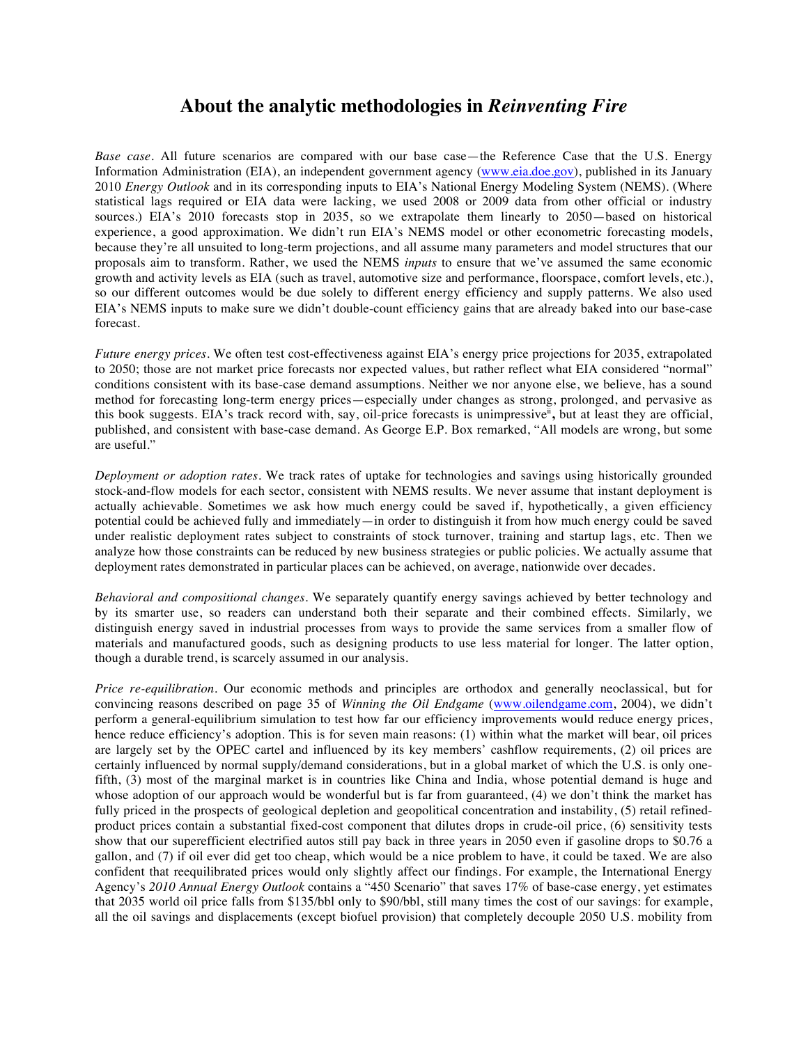# About the analytic methodologies in *Reinventing Fire*

*Base case.* All future scenarios are compared with our base case—the Reference Case that the U.S. Energy Information Administration (EIA), an independent government agency (www.eia.doe.gov), published in its January 2010 *Energy Outlook* and in its corresponding inputs to EIA's National Energy Modeling System (NEMS). (Where statistical lags required or EIA data were lacking, we used 2008 or 2009 data from other official or industry sources.) EIA's 2010 forecasts stop in 2035, so we extrapolate them linearly to 2050—based on historical experience, a good approximation. We didn't run EIA's NEMS model or other econometric forecasting models, because they're all unsuited to long-term projections, and all assume many parameters and model structures that our proposals aim to transform. Rather, we used the NEMS *inputs* to ensure that we've assumed the same economic growth and activity levels as EIA (such as travel, automotive size and performance, floorspace, comfort levels, etc.), so our different outcomes would be due solely to different energy efficiency and supply patterns. We also used EIA's NEMS inputs to make sure we didn't double-count efficiency gains that are already baked into our base-case forecast.

*Future energy prices.* We often test cost-effectiveness against EIA's energy price projections for 2035, extrapolated to 2050; those are not market price forecasts nor expected values, but rather reflect what EIA considered "normal" conditions consistent with its base-case demand assumptions. Neither we nor anyone else, we believe, has a sound method for forecasting long-term energy prices—especially under changes as strong, prolonged, and pervasive as this book suggests. EIA's track record with, say, oil-price forecasts is unimpressive[ii], but at least they are official, published, and consistent with base-case demand. As George E.P. Box remarked, "All models are wrong, but some are useful."

*Deployment or adoption rates.* We track rates of uptake for technologies and savings using historically grounded stock-and-flow models for each sector, consistent with NEMS results. We never assume that instant deployment is actually achievable. Sometimes we ask how much energy could be saved if, hypothetically, a given efficiency potential could be achieved fully and immediately—in order to distinguish it from how much energy could be saved under realistic deployment rates subject to constraints of stock turnover, training and startup lags, etc. Then we analyze how those constraints can be reduced by new business strategies or public policies. We actually assume that deployment rates demonstrated in particular places can be achieved, on average, nationwide over decades.

*Behavioral and compositional changes.* We separately quantify energy savings achieved by better technology and by its smarter use, so readers can understand both their separate and their combined effects. Similarly, we distinguish energy saved in industrial processes from ways to provide the same services from a smaller flow of materials and manufactured goods, such as designing products to use less material for longer. The latter option, though a durable trend, is scarcely assumed in our analysis.

*Price re-equilibration.* Our economic methods and principles are orthodox and generally neoclassical, but for convincing reasons described on page 35 of *Winning the Oil Endgame* (www.oilendgame.com, 2004), we didn't perform a general-equilibrium simulation to test how far our efficiency improvements would reduce energy prices, hence reduce efficiency's adoption. This is for seven main reasons: (1) within what the market will bear, oil prices are largely set by the OPEC cartel and influenced by its key members' cashflow requirements, (2) oil prices are certainly influenced by normal supply/demand considerations, but in a global market of which the U.S. is only one-fifth, (3) most of the marginal market is in countries like China and India, whose potential demand is huge and whose adoption of our approach would be wonderful but is far from guaranteed, (4) we don't think the market has fully priced in the prospects of geological depletion and geopolitical concentration and instability, (5) retail refined-product prices contain a substantial fixed-cost component that dilutes drops in crude-oil price, (6) sensitivity tests show that our superefficient electrified autos still pay back in three years in 2050 even if gasoline drops to \$0.76 a gallon, and (7) if oil ever did get too cheap, which would be a nice problem to have, it could be taxed. We are also confident that reequilibrated prices would only slightly affect our findings. For example, the International Energy Agency's *2010 Annual Energy Outlook* contains a "450 Scenario" that saves 17% of base-case energy, yet estimates that 2035 world oil price falls from \$135/bbl only to \$90/bbl, still many times the cost of our savings: for example, all the oil savings and displacements (except biofuel provision) that completely decouple 2050 U.S. mobility from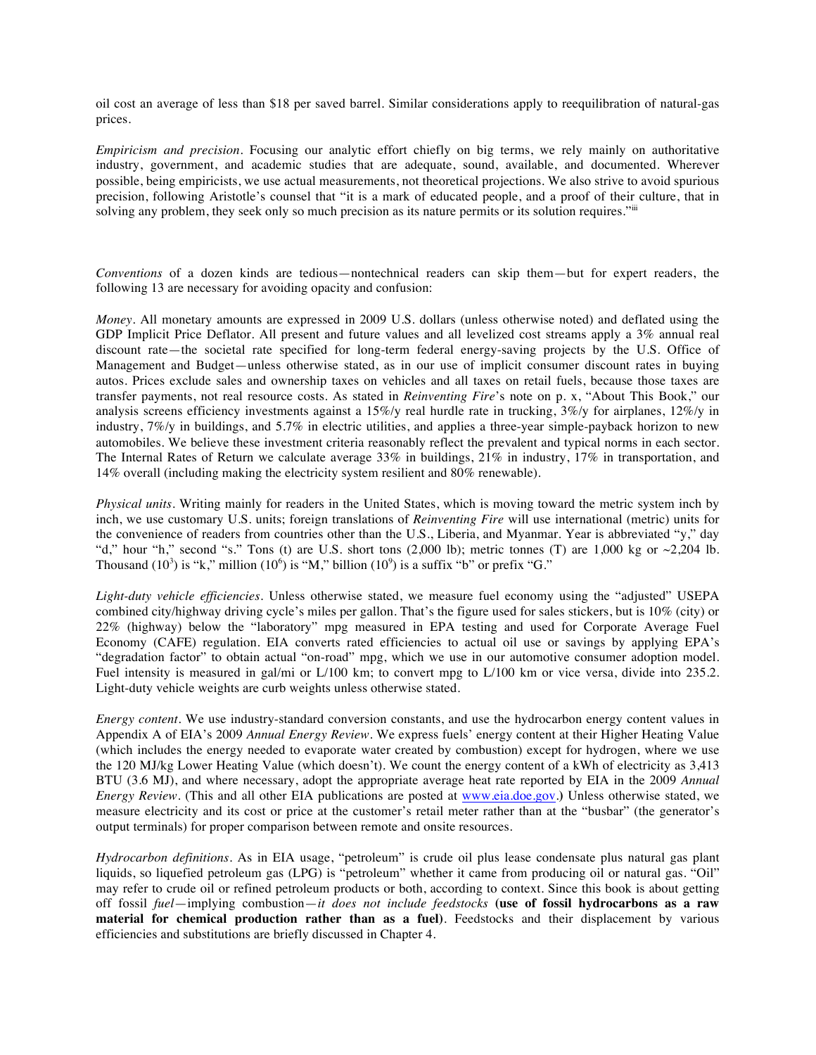oil cost an average of less than $18 per saved barrel. Similar considerations apply to reequilibration of natural-gas prices.

*Empiricism and precision*. Focusing our analytic effort chiefly on big terms, we rely mainly on authoritative industry, government, and academic studies that are adequate, sound, available, and documented. Wherever possible, being empiricists, we use actual measurements, not theoretical projections. We also strive to avoid spurious precision, following Aristotle's counsel that "it is a mark of educated people, and a proof of their culture, that in solving any problem, they seek only so much precision as its nature permits or its solution requires."[iii]

*Conventions* of a dozen kinds are tedious—nontechnical readers can skip them—but for expert readers, the following 13 are necessary for avoiding opacity and confusion:

*Money*. All monetary amounts are expressed in 2009 U.S. dollars (unless otherwise noted) and deflated using the GDP Implicit Price Deflator. All present and future values and all levelized cost streams apply a 3% annual real discount rate—the societal rate specified for long-term federal energy-saving projects by the U.S. Office of Management and Budget—unless otherwise stated, as in our use of implicit consumer discount rates in buying autos. Prices exclude sales and ownership taxes on vehicles and all taxes on retail fuels, because those taxes are transfer payments, not real resource costs. As stated in *Reinventing Fire*'s note on p. x, "About This Book," our analysis screens efficiency investments against a 15%/y real hurdle rate in trucking, 3%/y for airplanes, 12%/y in industry, 7%/y in buildings, and 5.7% in electric utilities, and applies a three-year simple-payback horizon to new automobiles. We believe these investment criteria reasonably reflect the prevalent and typical norms in each sector. The Internal Rates of Return we calculate average 33% in buildings, 21% in industry, 17% in transportation, and 14% overall (including making the electricity system resilient and 80% renewable).

*Physical units*. Writing mainly for readers in the United States, which is moving toward the metric system inch by inch, we use customary U.S. units; foreign translations of *Reinventing Fire* will use international (metric) units for the convenience of readers from countries other than the U.S., Liberia, and Myanmar. Year is abbreviated "y," day "d," hour "h," second "s." Tons (t) are U.S. short tons (2,000 lb); metric tonnes (T) are 1,000 kg or ~2,204 lb. Thousand ($10^3$) is "k," million ($10^6$) is "M," billion ($10^9$) is a suffix "b" or prefix "G."

*Light-duty vehicle efficiencies*. Unless otherwise stated, we measure fuel economy using the "adjusted" USEPA combined city/highway driving cycle's miles per gallon. That's the figure used for sales stickers, but is 10% (city) or 22% (highway) below the "laboratory" mpg measured in EPA testing and used for Corporate Average Fuel Economy (CAFE) regulation. EIA converts rated efficiencies to actual oil use or savings by applying EPA's "degradation factor" to obtain actual "on-road" mpg, which we use in our automotive consumer adoption model. Fuel intensity is measured in gal/mi or L/100 km; to convert mpg to L/100 km or vice versa, divide into 235.2. Light-duty vehicle weights are curb weights unless otherwise stated.

*Energy content*. We use industry-standard conversion constants, and use the hydrocarbon energy content values in Appendix A of EIA's 2009 *Annual Energy Review*. We express fuels' energy content at their Higher Heating Value (which includes the energy needed to evaporate water created by combustion) except for hydrogen, where we use the 120 MJ/kg Lower Heating Value (which doesn't). We count the energy content of a kWh of electricity as 3,413 BTU (3.6 MJ), and where necessary, adopt the appropriate average heat rate reported by EIA in the 2009 *Annual Energy Review*. (This and all other EIA publications are posted at www.eia.doe.gov.) Unless otherwise stated, we measure electricity and its cost or price at the customer's retail meter rather than at the "busbar" (the generator's output terminals) for proper comparison between remote and onsite resources.

*Hydrocarbon definitions*. As in EIA usage, "petroleum" is crude oil plus lease condensate plus natural gas plant liquids, so liquefied petroleum gas (LPG) is "petroleum" whether it came from producing oil or natural gas. "Oil" may refer to crude oil or refined petroleum products or both, according to context. Since this book is about getting off fossil *fuel*—implying combustion—*it does not include feedstocks* **(use of fossil hydrocarbons as a raw material for chemical production rather than as a fuel)**. Feedstocks and their displacement by various efficiencies and substitutions are briefly discussed in Chapter 4.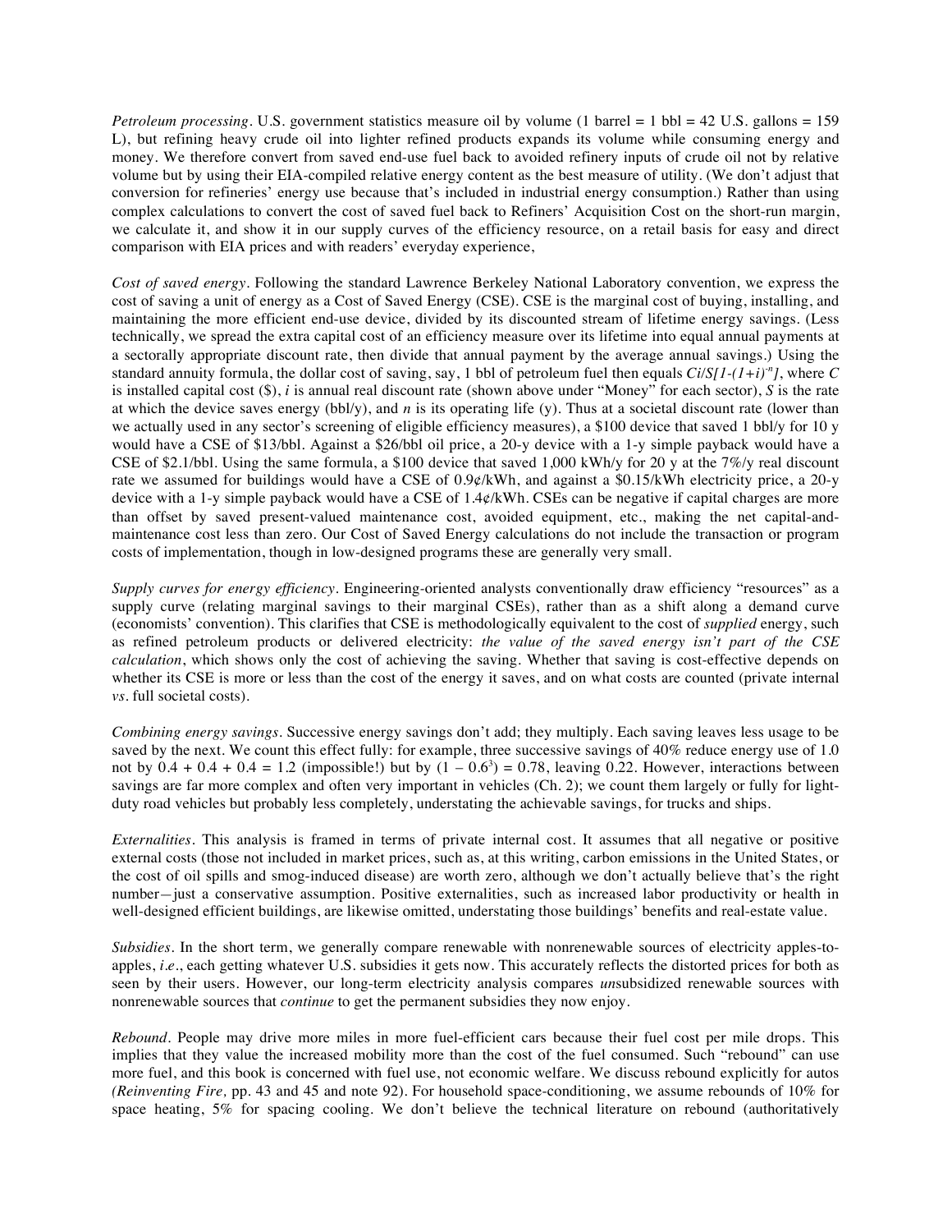*Petroleum processing*. U.S. government statistics measure oil by volume (1 barrel = 1 bbl = 42 U.S. gallons = 159 L), but refining heavy crude oil into lighter refined products expands its volume while consuming energy and money. We therefore convert from saved end-use fuel back to avoided refinery inputs of crude oil not by relative volume but by using their EIA-compiled relative energy content as the best measure of utility. (We don't adjust that conversion for refineries' energy use because that's included in industrial energy consumption.) Rather than using complex calculations to convert the cost of saved fuel back to Refiners' Acquisition Cost on the short-run margin, we calculate it, and show it in our supply curves of the efficiency resource, on a retail basis for easy and direct comparison with EIA prices and with readers' everyday experience,

*Cost of saved energy*. Following the standard Lawrence Berkeley National Laboratory convention, we express the cost of saving a unit of energy as a Cost of Saved Energy (CSE). CSE is the marginal cost of buying, installing, and maintaining the more efficient end-use device, divided by its discounted stream of lifetime energy savings. (Less technically, we spread the extra capital cost of an efficiency measure over its lifetime into equal annual payments at a sectorally appropriate discount rate, then divide that annual payment by the average annual savings.) Using the standard annuity formula, the dollar cost of saving, say, 1 bbl of petroleum fuel then equals $Ci/S[1-(1+i)^{-n}]$, where $C$ is installed capital cost ($), $i$ is annual real discount rate (shown above under "Money" for each sector), $S$ is the rate at which the device saves energy (bbl/y), and $n$ is its operating life (y). Thus at a societal discount rate (lower than we actually used in any sector's screening of eligible efficiency measures), a $100 device that saved 1 bbl/y for 10 y would have a CSE of $13/bbl. Against a $26/bbl oil price, a 20-y device with a 1-y simple payback would have a CSE of $2.1/bbl. Using the same formula, a $100 device that saved 1,000 kWh/y for 20 y at the 7%/y real discount rate we assumed for buildings would have a CSE of 0.9¢/kWh, and against a $0.15/kWh electricity price, a 20-y device with a 1-y simple payback would have a CSE of 1.4¢/kWh. CSEs can be negative if capital charges are more than offset by saved present-valued maintenance cost, avoided equipment, etc., making the net capital-and-maintenance cost less than zero. Our Cost of Saved Energy calculations do not include the transaction or program costs of implementation, though in low-designed programs these are generally very small.

*Supply curves for energy efficiency*. Engineering-oriented analysts conventionally draw efficiency "resources" as a supply curve (relating marginal savings to their marginal CSEs), rather than as a shift along a demand curve (economists' convention). This clarifies that CSE is methodologically equivalent to the cost of *supplied* energy, such as refined petroleum products or delivered electricity: *the value of the saved energy isn't part of the CSE calculation*, which shows only the cost of achieving the saving. Whether that saving is cost-effective depends on whether its CSE is more or less than the cost of the energy it saves, and on what costs are counted (private internal *vs*. full societal costs).

*Combining energy savings*. Successive energy savings don't add; they multiply. Each saving leaves less usage to be saved by the next. We count this effect fully: for example, three successive savings of 40% reduce energy use of 1.0 not by 0.4 + 0.4 + 0.4 = 1.2 (impossible!) but by $(1 - 0.6^3) = 0.78$, leaving 0.22. However, interactions between savings are far more complex and often very important in vehicles (Ch. 2); we count them largely or fully for light-duty road vehicles but probably less completely, understating the achievable savings, for trucks and ships.

*Externalities*. This analysis is framed in terms of private internal cost. It assumes that all negative or positive external costs (those not included in market prices, such as, at this writing, carbon emissions in the United States, or the cost of oil spills and smog-induced disease) are worth zero, although we don't actually believe that's the right number—just a conservative assumption. Positive externalities, such as increased labor productivity or health in well-designed efficient buildings, are likewise omitted, understating those buildings' benefits and real-estate value.

*Subsidies*. In the short term, we generally compare renewable with nonrenewable sources of electricity apples-to-apples, *i.e*., each getting whatever U.S. subsidies it gets now. This accurately reflects the distorted prices for both as seen by their users. However, our long-term electricity analysis compares *un*subsidized renewable sources with nonrenewable sources that *continue* to get the permanent subsidies they now enjoy.

*Rebound*. People may drive more miles in more fuel-efficient cars because their fuel cost per mile drops. This implies that they value the increased mobility more than the cost of the fuel consumed. Such "rebound" can use more fuel, and this book is concerned with fuel use, not economic welfare. We discuss rebound explicitly for autos (*Reinventing Fire,* pp. 43 and 45 and note 92). For household space-conditioning, we assume rebounds of 10% for space heating, 5% for spacing cooling. We don't believe the technical literature on rebound (authoritatively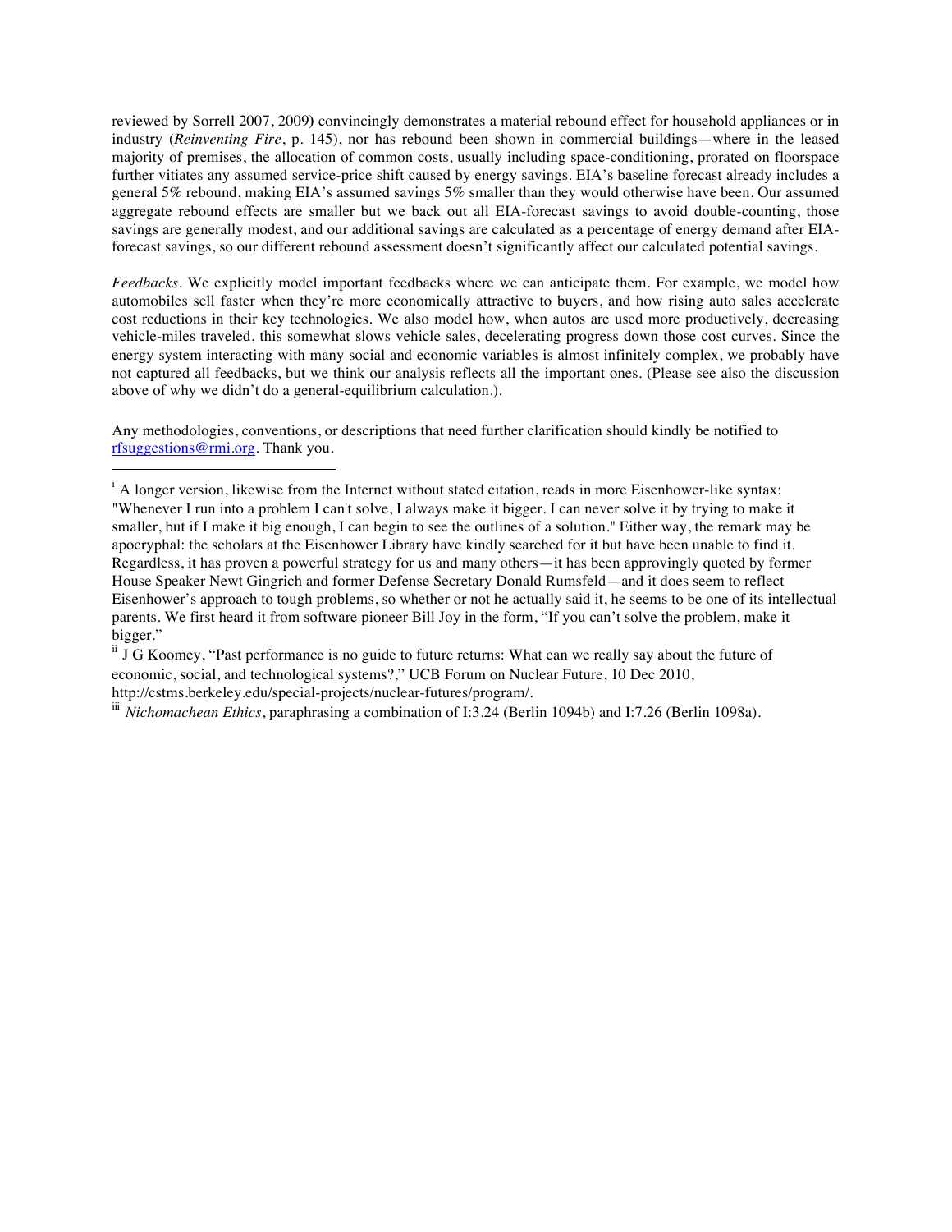reviewed by Sorrell 2007, 2009) convincingly demonstrates a material rebound effect for household appliances or in industry (*Reinventing Fire*, p. 145), nor has rebound been shown in commercial buildings—where in the leased majority of premises, the allocation of common costs, usually including space-conditioning, prorated on floorspace further vitiates any assumed service-price shift caused by energy savings. EIA's baseline forecast already includes a general 5% rebound, making EIA's assumed savings 5% smaller than they would otherwise have been. Our assumed aggregate rebound effects are smaller but we back out all EIA-forecast savings to avoid double-counting, those savings are generally modest, and our additional savings are calculated as a percentage of energy demand after EIA-forecast savings, so our different rebound assessment doesn't significantly affect our calculated potential savings.

*Feedbacks*. We explicitly model important feedbacks where we can anticipate them. For example, we model how automobiles sell faster when they're more economically attractive to buyers, and how rising auto sales accelerate cost reductions in their key technologies. We also model how, when autos are used more productively, decreasing vehicle-miles traveled, this somewhat slows vehicle sales, decelerating progress down those cost curves. Since the energy system interacting with many social and economic variables is almost infinitely complex, we probably have not captured all feedbacks, but we think our analysis reflects all the important ones. (Please see also the discussion above of why we didn't do a general-equilibrium calculation.).

Any methodologies, conventions, or descriptions that need further clarification should kindly be notified to rfsuggestions@rmi.org. Thank you.

---

[i] A longer version, likewise from the Internet without stated citation, reads in more Eisenhower-like syntax: "Whenever I run into a problem I can't solve, I always make it bigger. I can never solve it by trying to make it smaller, but if I make it big enough, I can begin to see the outlines of a solution." Either way, the remark may be apocryphal: the scholars at the Eisenhower Library have kindly searched for it but have been unable to find it. Regardless, it has proven a powerful strategy for us and many others—it has been approvingly quoted by former House Speaker Newt Gingrich and former Defense Secretary Donald Rumsfeld—and it does seem to reflect Eisenhower's approach to tough problems, so whether or not he actually said it, he seems to be one of its intellectual parents. We first heard it from software pioneer Bill Joy in the form, "If you can't solve the problem, make it bigger."

[ii] J G Koomey, "Past performance is no guide to future returns: What can we really say about the future of economic, social, and technological systems?," UCB Forum on Nuclear Future, 10 Dec 2010, http://cstms.berkeley.edu/special-projects/nuclear-futures/program/.

[iii] *Nichomachean Ethics*, paraphrasing a combination of I:3.24 (Berlin 1094b) and I:7.26 (Berlin 1098a).